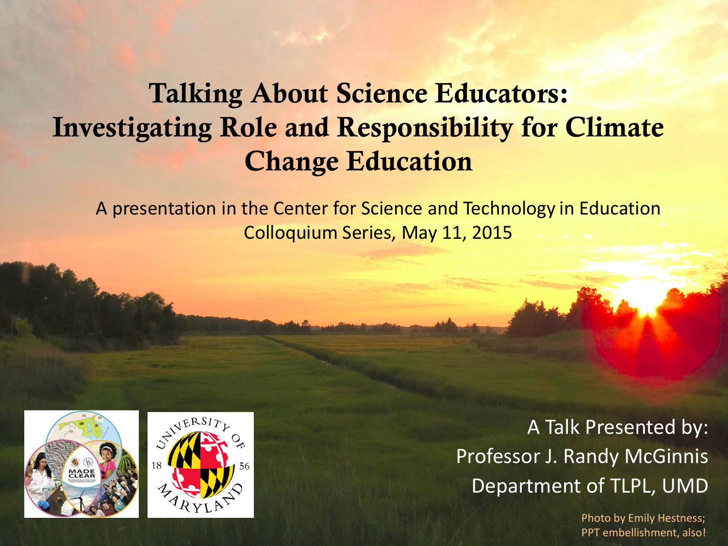# Talking About Science Educators: Investigating Role and Responsibility for Climate Change Education

A presentation in the Center for Science and Technology in Education Colloquium Series, May 11, 2015

A Talk Presented by:
Professor J. Randy McGinnis
Department of TLPL, UMD

Photo by Emily Hestness; PPT embellishment, also!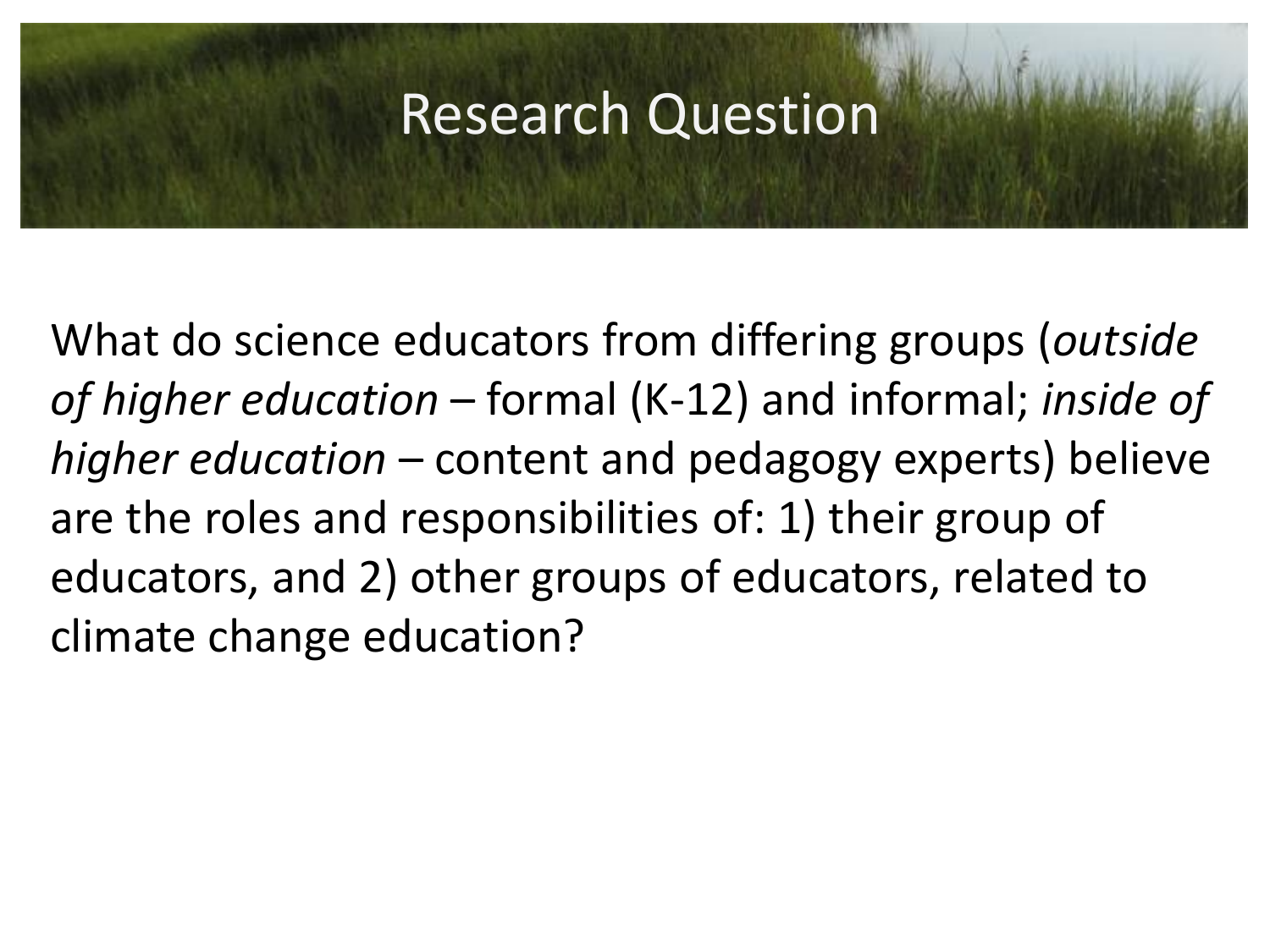# Research Question

What do science educators from differing groups (*outside of higher education* – formal (K-12) and informal; *inside of higher education* – content and pedagogy experts) believe are the roles and responsibilities of: 1) their group of educators, and 2) other groups of educators, related to climate change education?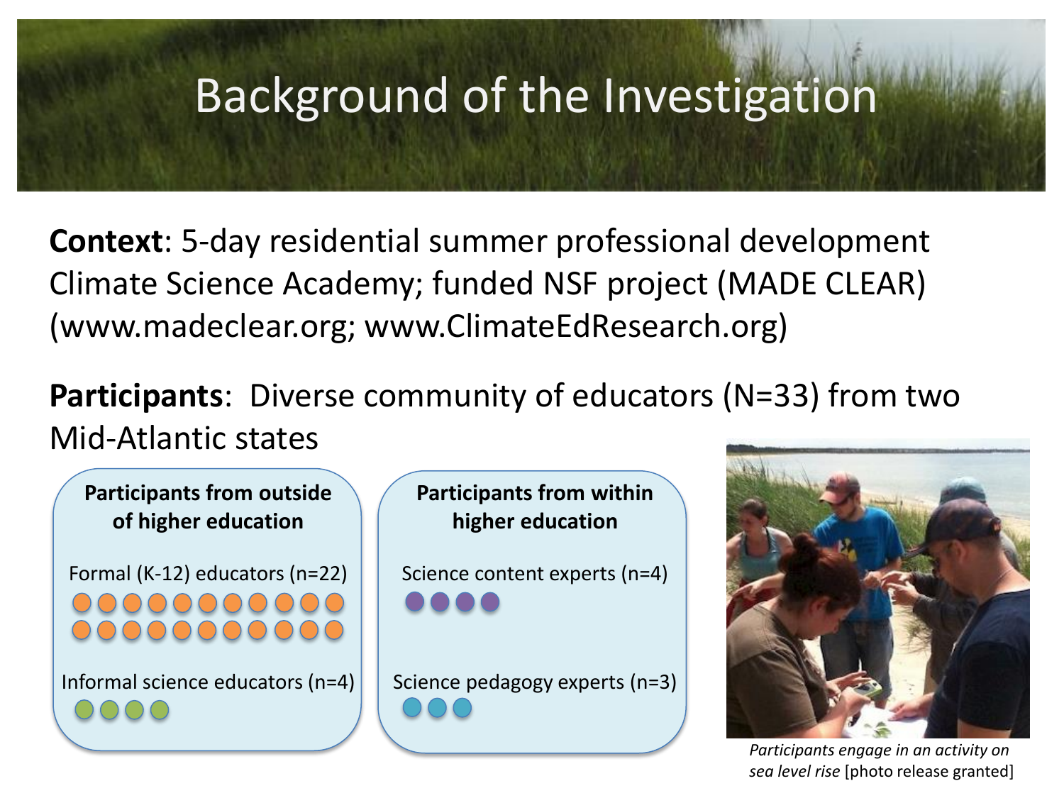# Background of the Investigation

**Context**: 5-day residential summer professional development Climate Science Academy; funded NSF project (MADE CLEAR) (www.madeclear.org; www.ClimateEdResearch.org)

**Participants**: Diverse community of educators (N=33) from two Mid-Atlantic states

**Participants from outside of higher education**

- Formal (K-12) educators (n=22)
- Informal science educators (n=4)

**Participants from within higher education**

- Science content experts (n=4)
- Science pedagogy experts (n=3)

*Participants engage in an activity on sea level rise* [photo release granted]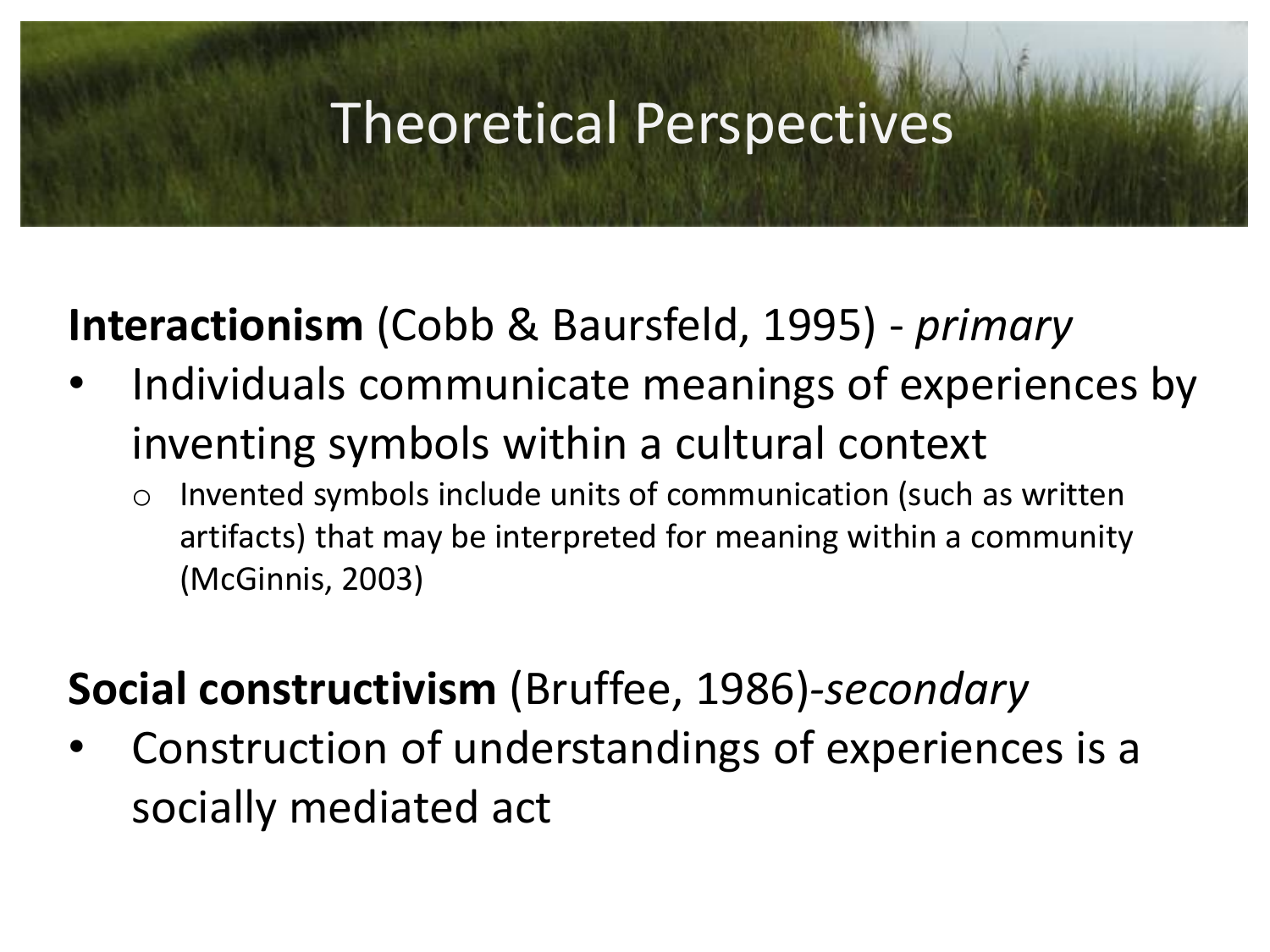# Theoretical Perspectives

**Interactionism** (Cobb & Baursfeld, 1995) - *primary*

- Individuals communicate meanings of experiences by inventing symbols within a cultural context
  - Invented symbols include units of communication (such as written artifacts) that may be interpreted for meaning within a community (McGinnis, 2003)

**Social constructivism** (Bruffee, 1986)-*secondary*

- Construction of understandings of experiences is a socially mediated act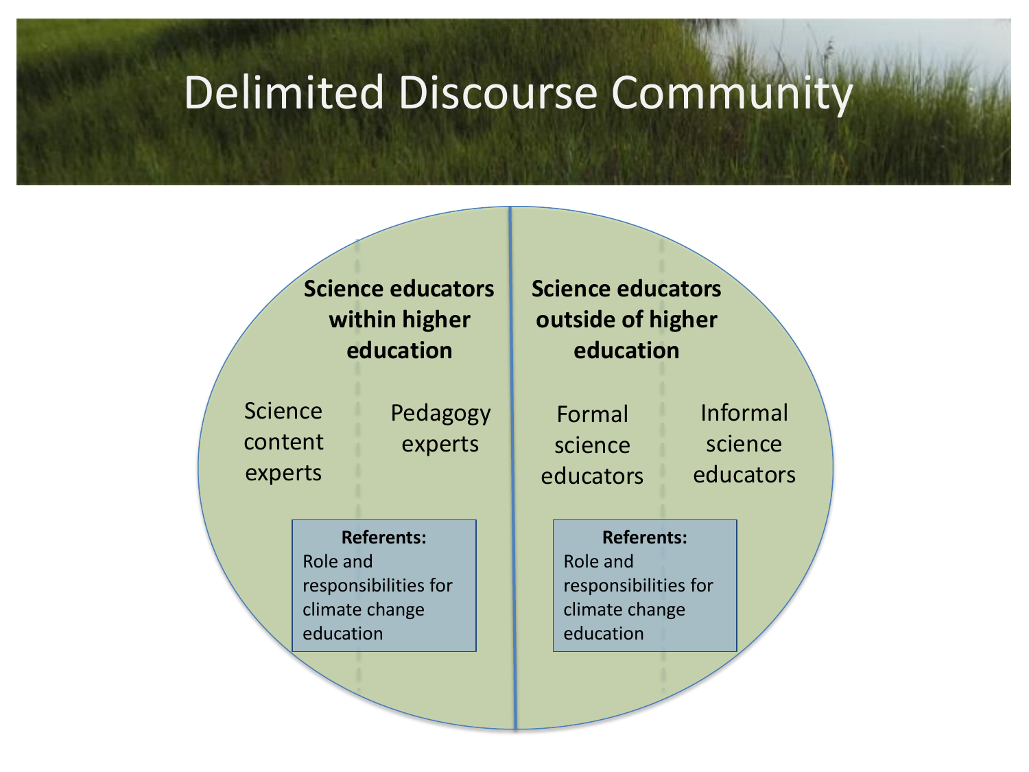# Delimited Discourse Community

**Science educators within higher education**

Science content experts

Pedagogy experts

**Referents:**
Role and responsibilities for climate change education

**Science educators outside of higher education**

Formal science educators

Informal science educators

**Referents:**
Role and responsibilities for climate change education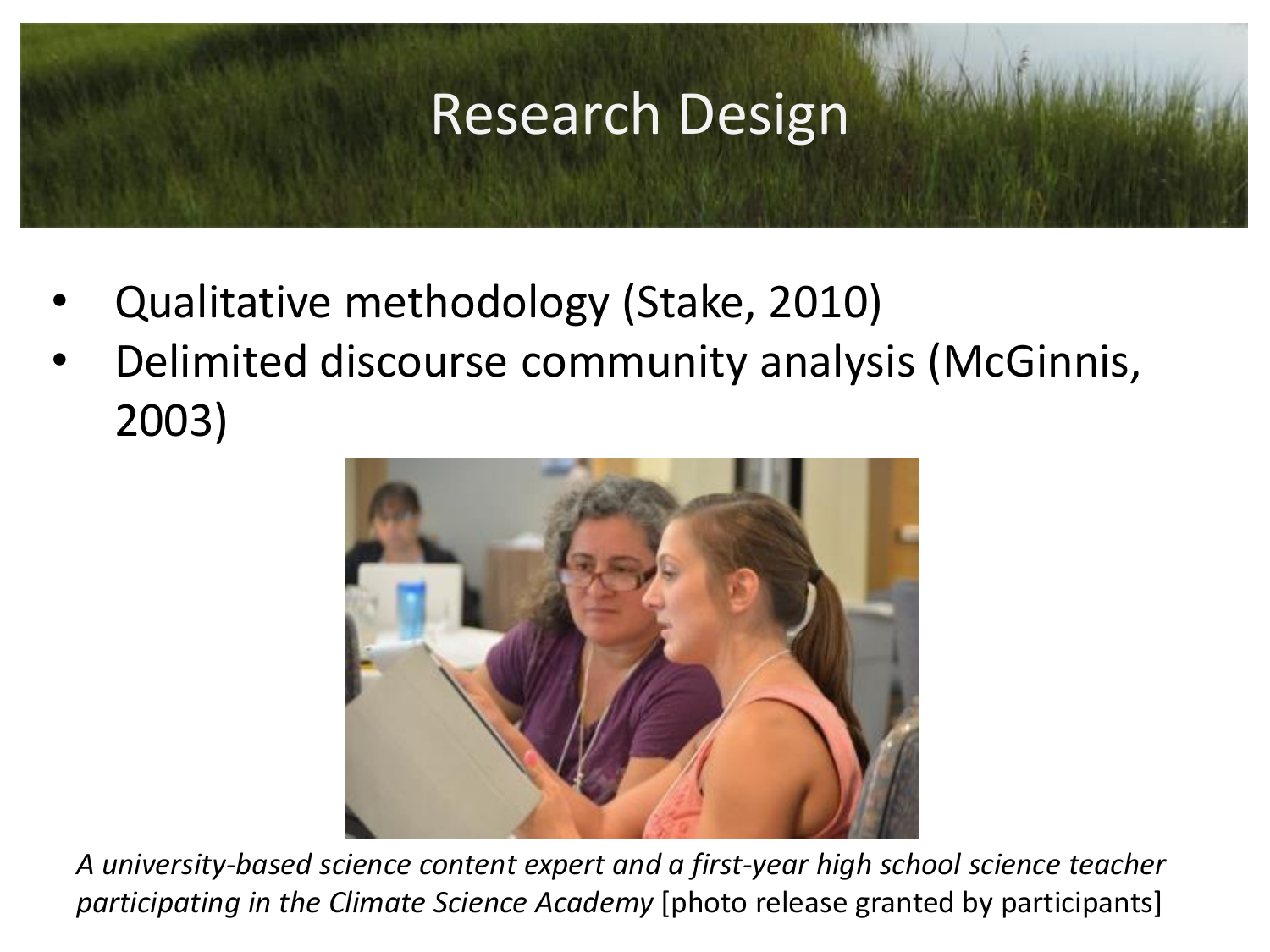# Research Design

- Qualitative methodology (Stake, 2010)
- Delimited discourse community analysis (McGinnis, 2003)

*A university-based science content expert and a first-year high school science teacher participating in the Climate Science Academy* [photo release granted by participants]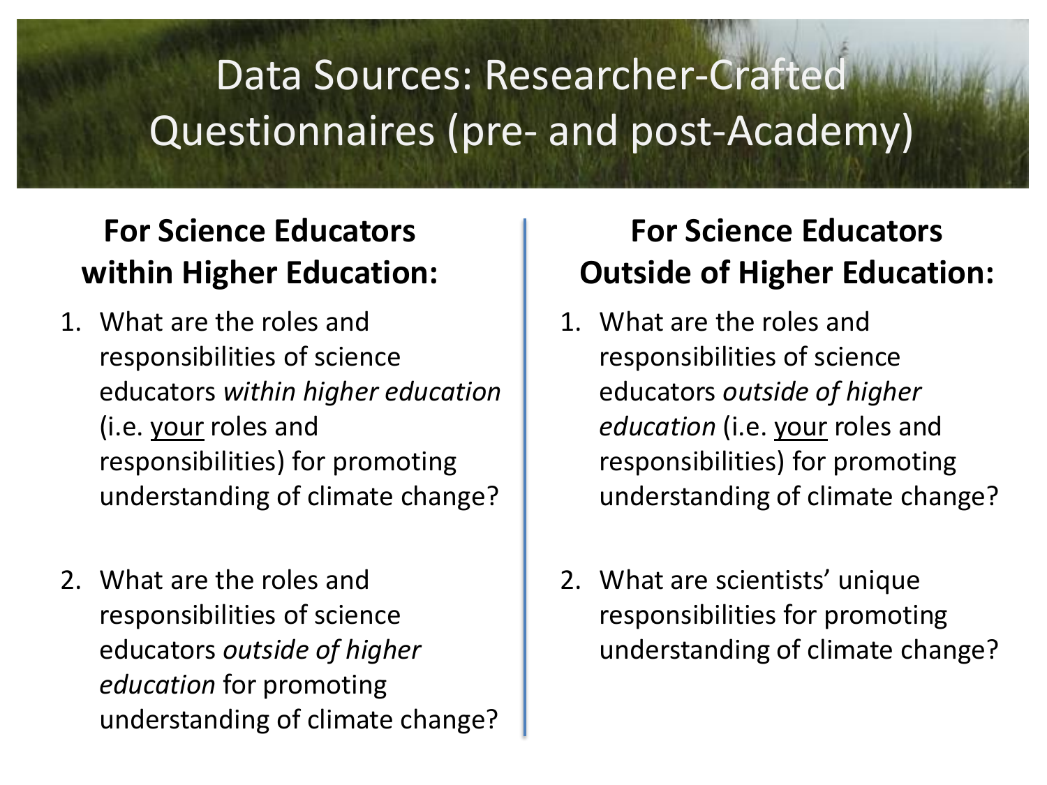# Data Sources: Researcher-Crafted Questionnaires (pre- and post-Academy)

### For Science Educators within Higher Education:

1. What are the roles and responsibilities of science educators *within higher education* (i.e. <u>your</u> roles and responsibilities) for promoting understanding of climate change?
2. What are the roles and responsibilities of science educators *outside of higher education* for promoting understanding of climate change?

### For Science Educators Outside of Higher Education:

1. What are the roles and responsibilities of science educators *outside of higher education* (i.e. <u>your</u> roles and responsibilities) for promoting understanding of climate change?
2. What are scientists' unique responsibilities for promoting understanding of climate change?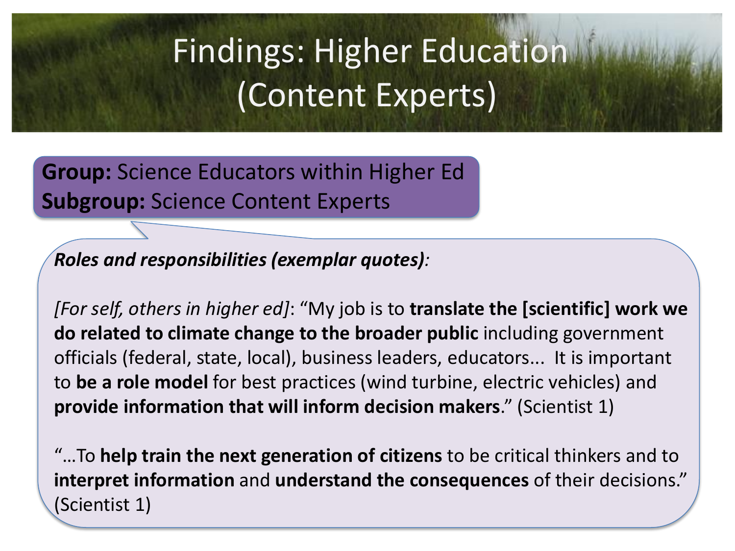# Findings: Higher Education (Content Experts)

**Group:** Science Educators within Higher Ed
**Subgroup:** Science Content Experts

***Roles and responsibilities (exemplar quotes)***:

*[For self, others in higher ed]*: "My job is to **translate the [scientific] work we do related to climate change to the broader public** including government officials (federal, state, local), business leaders, educators... It is important to **be a role model** for best practices (wind turbine, electric vehicles) and **provide information that will inform decision makers**." (Scientist 1)

"…To **help train the next generation of citizens** to be critical thinkers and to **interpret information** and **understand the consequences** of their decisions." (Scientist 1)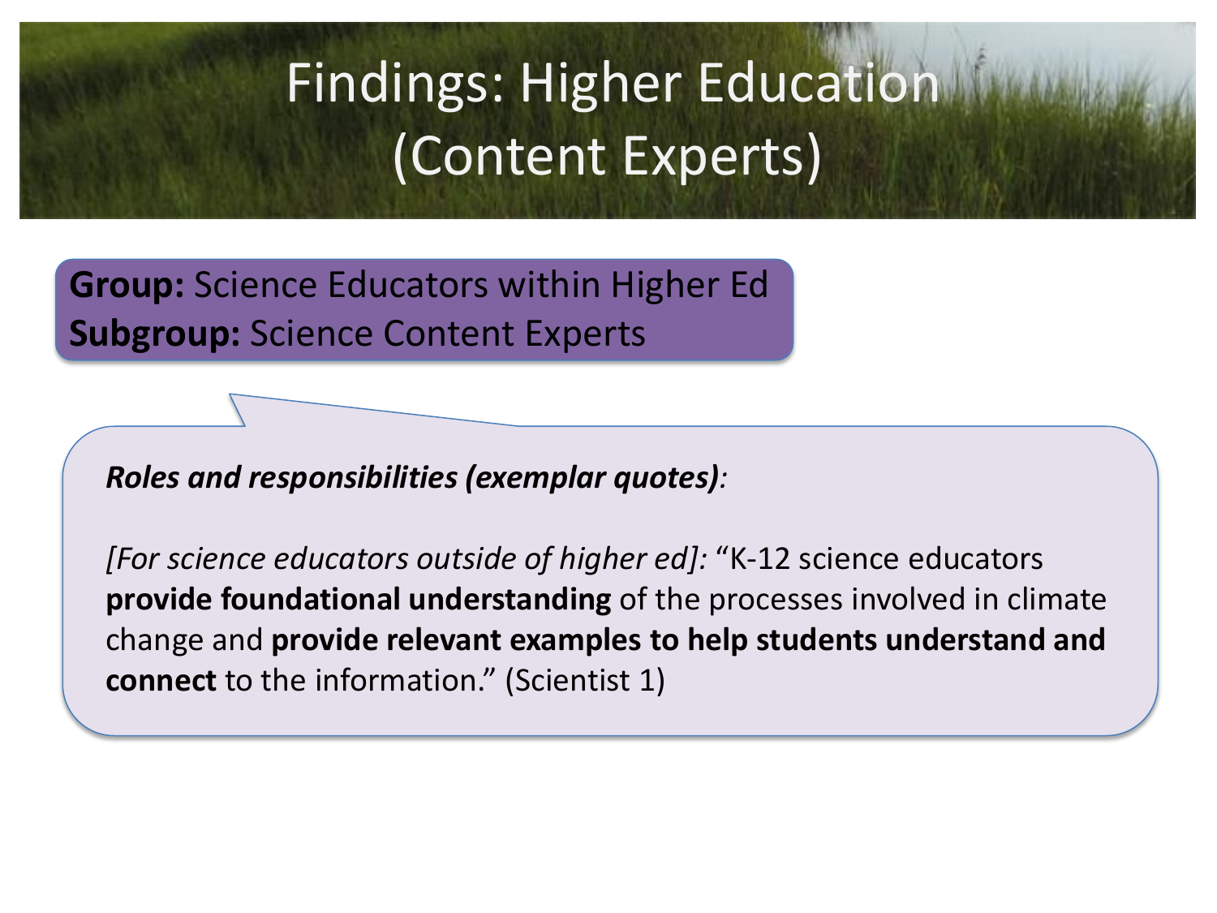# Findings: Higher Education (Content Experts)

**Group:** Science Educators within Higher Ed
**Subgroup:** Science Content Experts

***Roles and responsibilities (exemplar quotes)****:*

*[For science educators outside of higher ed]:* "K-12 science educators **provide foundational understanding** of the processes involved in climate change and **provide relevant examples to help students understand and connect** to the information." (Scientist 1)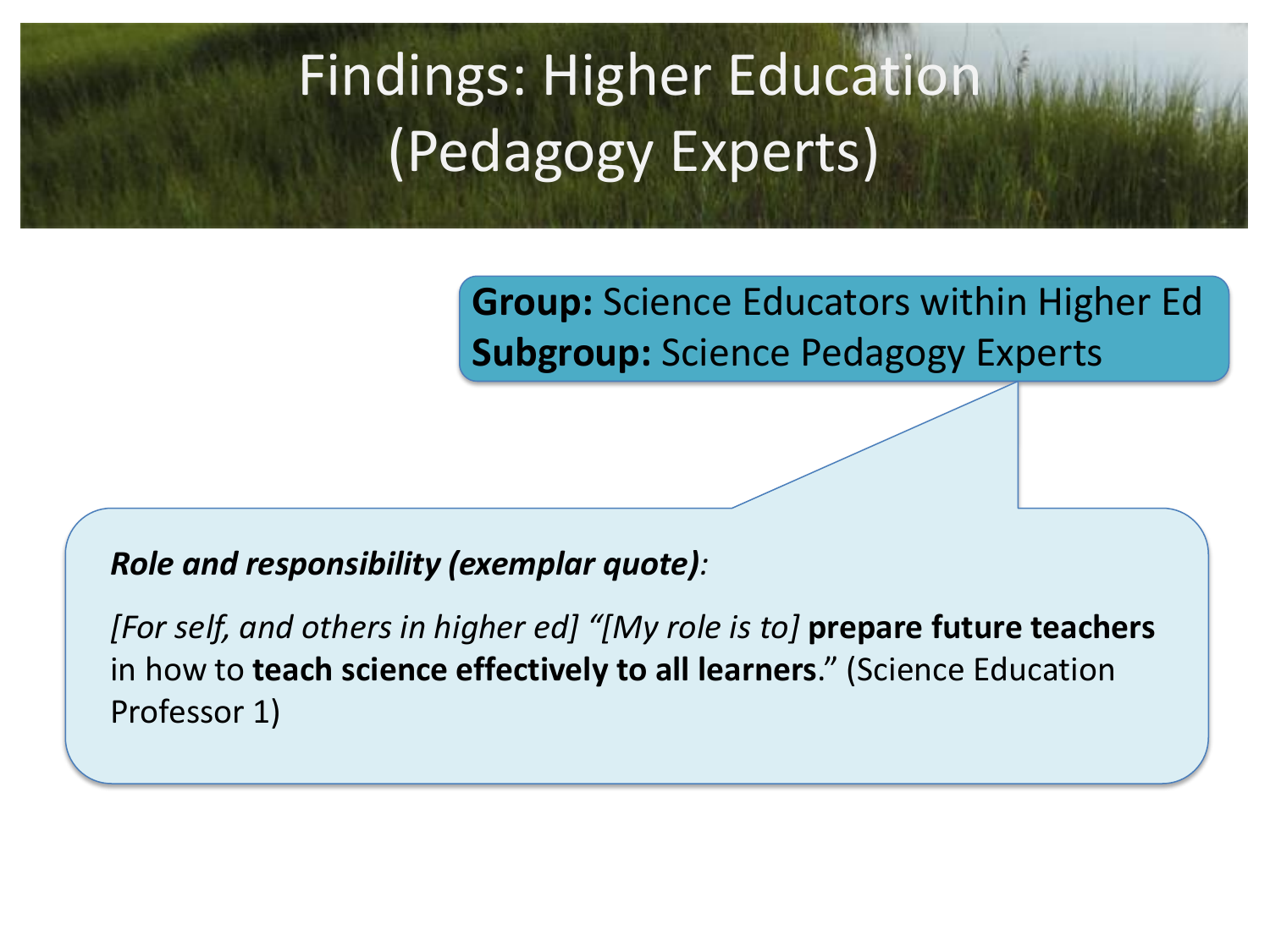# Findings: Higher Education (Pedagogy Experts)

**Group:** Science Educators within Higher Ed
**Subgroup:** Science Pedagogy Experts

***Role and responsibility (exemplar quote)***:

*[For self, and others in higher ed] "[My role is to]* **prepare future teachers** in how to **teach science effectively to all learners**." (Science Education Professor 1)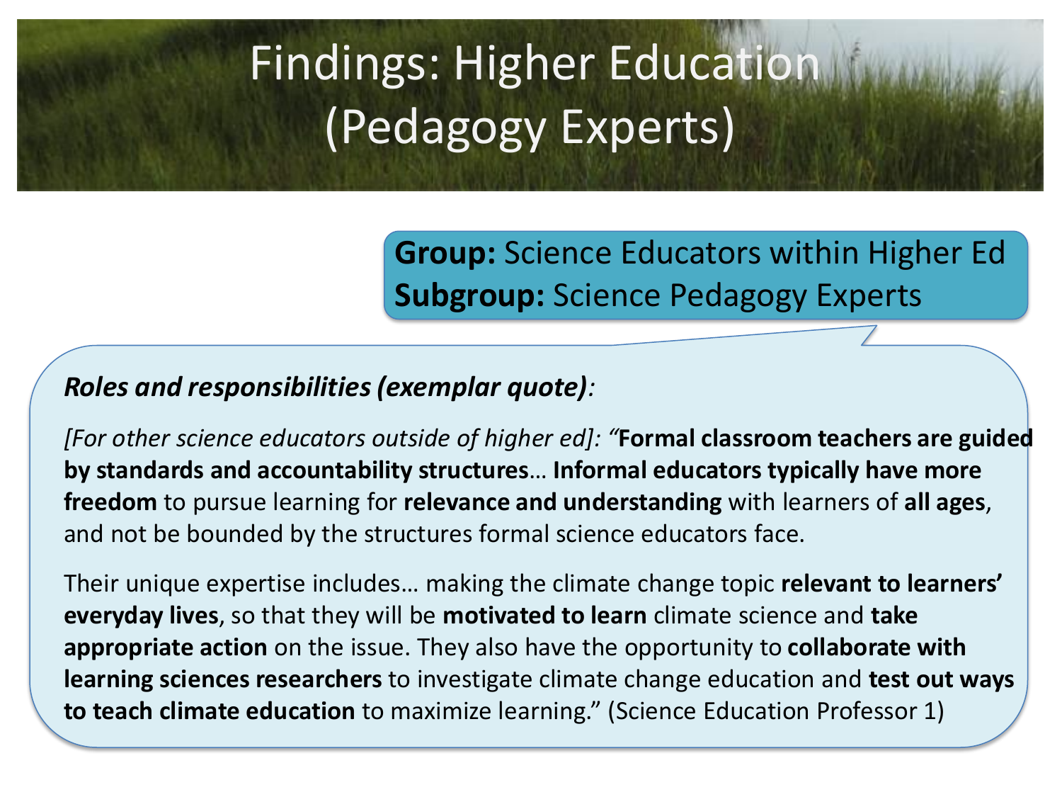# Findings: Higher Education (Pedagogy Experts)

**Group:** Science Educators within Higher Ed
**Subgroup:** Science Pedagogy Experts

***Roles and responsibilities (exemplar quote)***:

*[For other science educators outside of higher ed]:* "**Formal classroom teachers are guided by standards and accountability structures**… **Informal educators typically have more freedom** to pursue learning for **relevance and understanding** with learners of **all ages**, and not be bounded by the structures formal science educators face.

Their unique expertise includes… making the climate change topic **relevant to learners' everyday lives**, so that they will be **motivated to learn** climate science and **take appropriate action** on the issue. They also have the opportunity to **collaborate with learning sciences researchers** to investigate climate change education and **test out ways to teach climate education** to maximize learning." (Science Education Professor 1)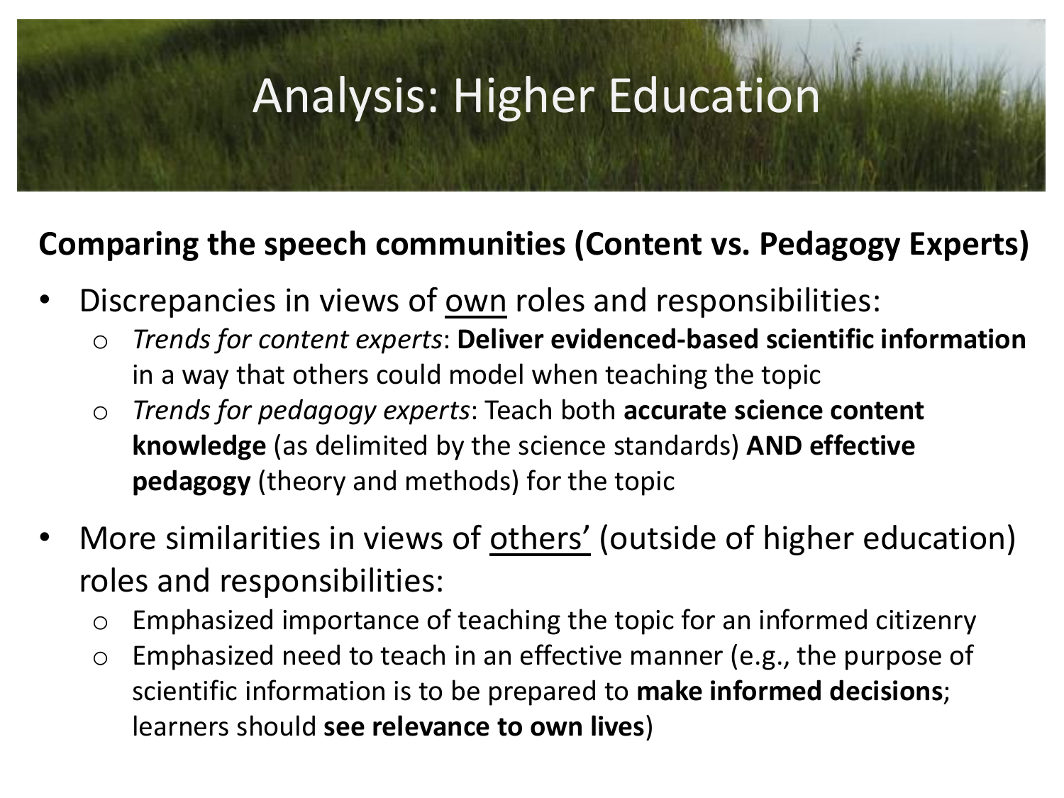# Analysis: Higher Education

**Comparing the speech communities (Content vs. Pedagogy Experts)**

- Discrepancies in views of <u>own</u> roles and responsibilities:
  - *Trends for content experts*: **Deliver evidenced-based scientific information** in a way that others could model when teaching the topic
  - *Trends for pedagogy experts*: Teach both **accurate science content knowledge** (as delimited by the science standards) **AND effective pedagogy** (theory and methods) for the topic
- More similarities in views of <u>others'</u> (outside of higher education) roles and responsibilities:
  - Emphasized importance of teaching the topic for an informed citizenry
  - Emphasized need to teach in an effective manner (e.g., the purpose of scientific information is to be prepared to **make informed decisions**; learners should **see relevance to own lives**)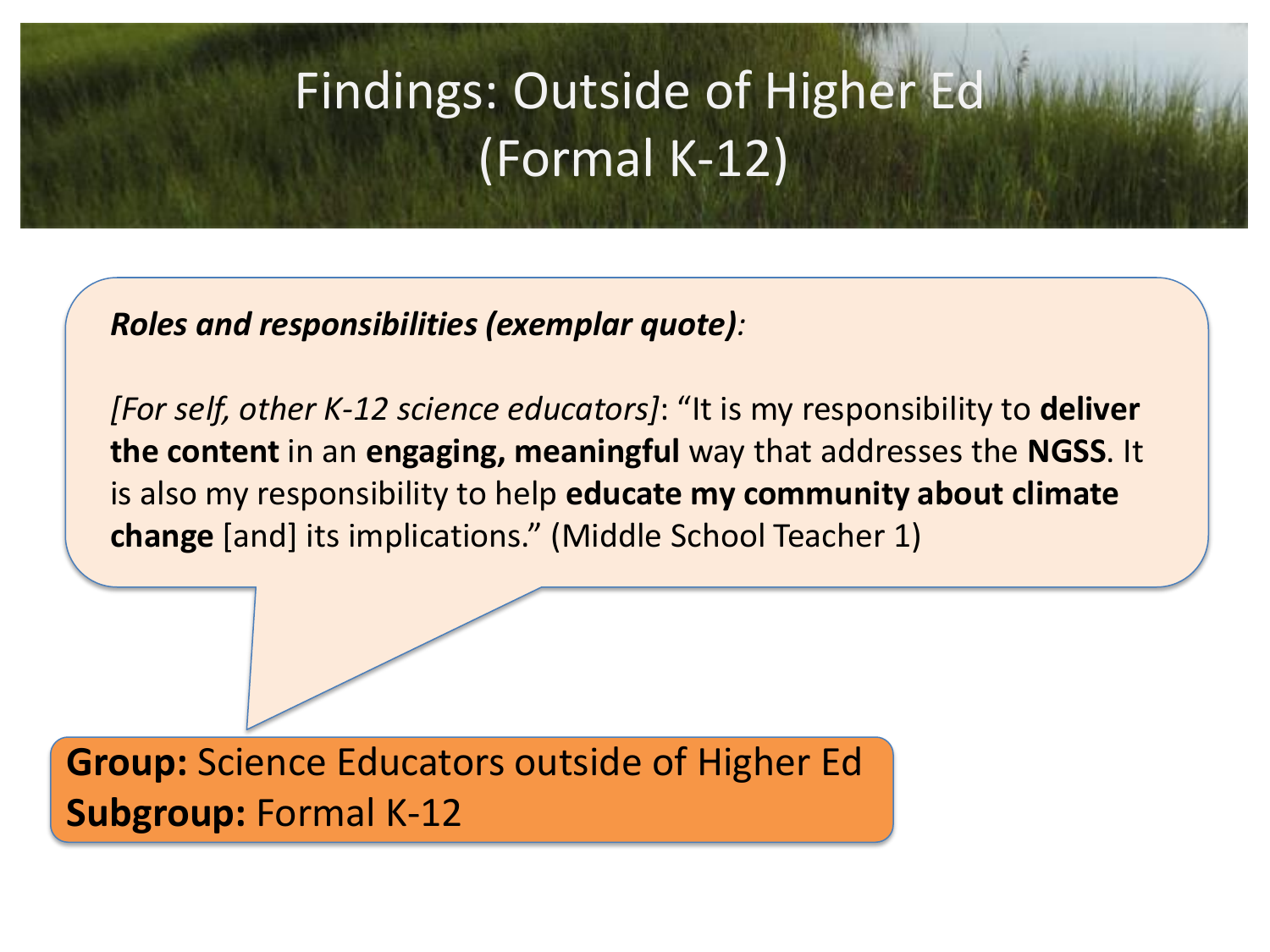# Findings: Outside of Higher Ed (Formal K-12)

***Roles and responsibilities (exemplar quote)****:*

*[For self, other K-12 science educators]*: "It is my responsibility to **deliver the content** in an **engaging, meaningful** way that addresses the **NGSS**. It is also my responsibility to help **educate my community about climate change** [and] its implications." (Middle School Teacher 1)

**Group:** Science Educators outside of Higher Ed
**Subgroup:** Formal K-12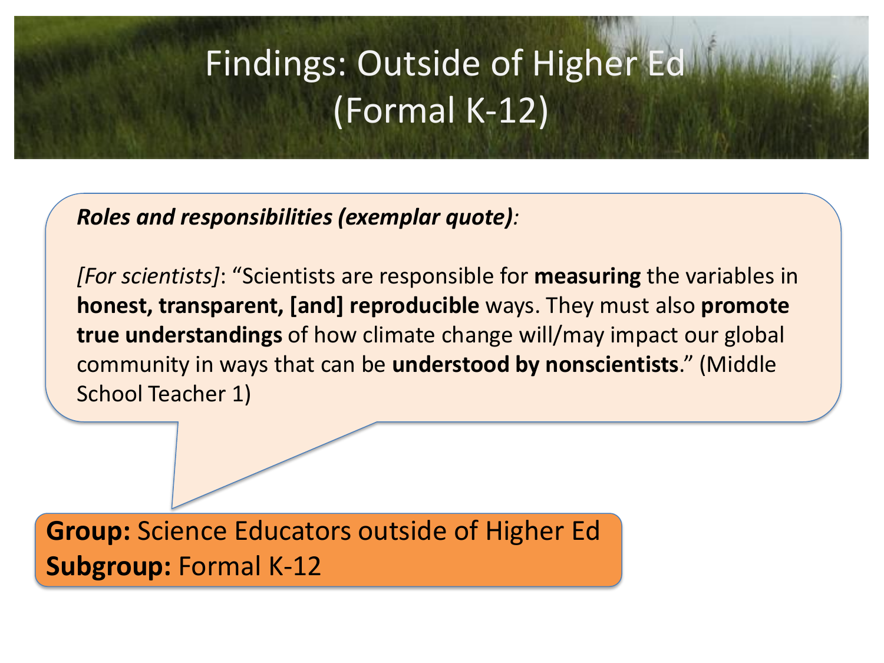# Findings: Outside of Higher Ed (Formal K-12)

***Roles and responsibilities (exemplar quote)***:

*[For scientists]*: "Scientists are responsible for **measuring** the variables in **honest, transparent, [and] reproducible** ways. They must also **promote true understandings** of how climate change will/may impact our global community in ways that can be **understood by nonscientists**." (Middle School Teacher 1)

**Group:** Science Educators outside of Higher Ed
**Subgroup:** Formal K-12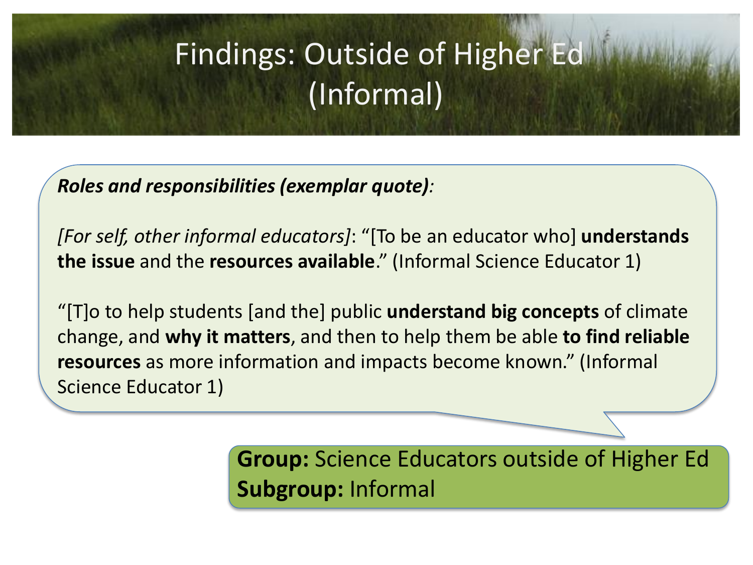# Findings: Outside of Higher Ed (Informal)

***Roles and responsibilities (exemplar quote)***:

*[For self, other informal educators]*: "[To be an educator who] **understands the issue** and the **resources available**." (Informal Science Educator 1)

"[T]o to help students [and the] public **understand big concepts** of climate change, and **why it matters**, and then to help them be able **to find reliable resources** as more information and impacts become known." (Informal Science Educator 1)

**Group:** Science Educators outside of Higher Ed
**Subgroup:** Informal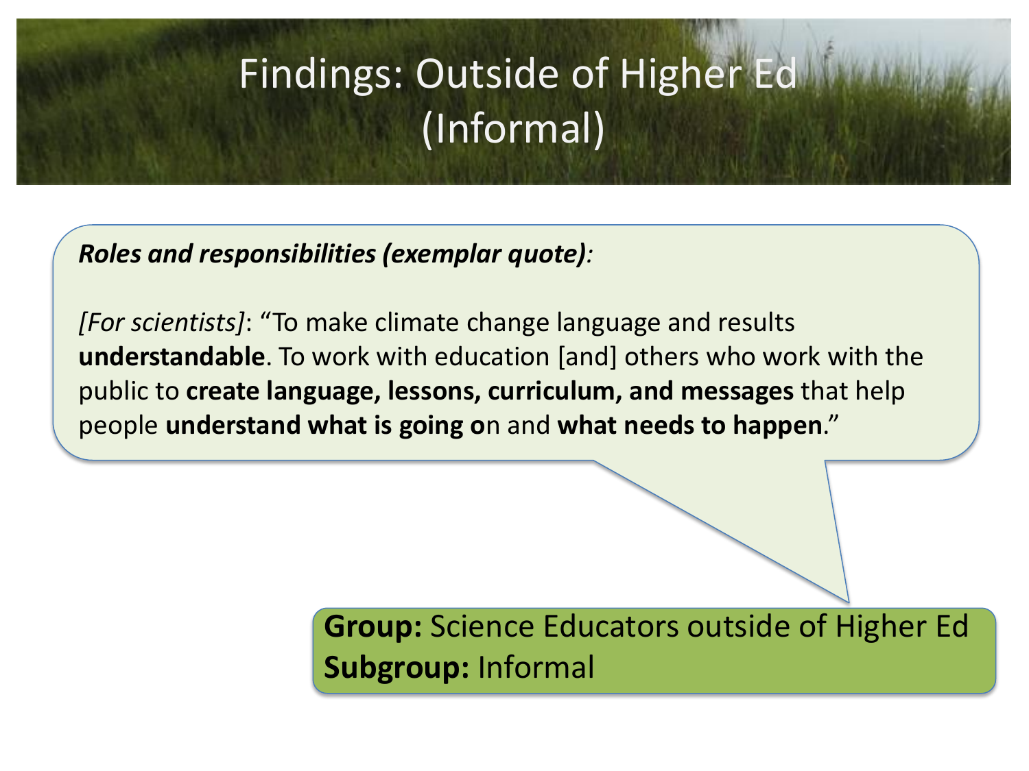# Findings: Outside of Higher Ed (Informal)

***Roles and responsibilities (exemplar quote)***:

*[For scientists]*: "To make climate change language and results **understandable**. To work with education [and] others who work with the public to **create language, lessons, curriculum, and messages** that help people **understand what is going o**n and **what needs to happen**."

**Group:** Science Educators outside of Higher Ed
**Subgroup:** Informal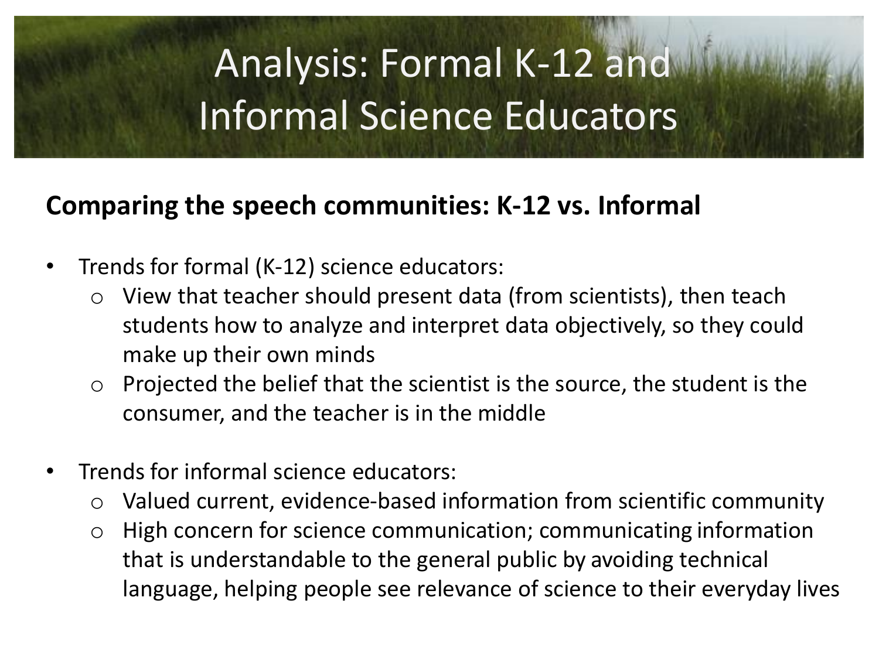# Analysis: Formal K-12 and Informal Science Educators

**Comparing the speech communities: K-12 vs. Informal**

- Trends for formal (K-12) science educators:
  - View that teacher should present data (from scientists), then teach students how to analyze and interpret data objectively, so they could make up their own minds
  - Projected the belief that the scientist is the source, the student is the consumer, and the teacher is in the middle

- Trends for informal science educators:
  - Valued current, evidence-based information from scientific community
  - High concern for science communication; communicating information that is understandable to the general public by avoiding technical language, helping people see relevance of science to their everyday lives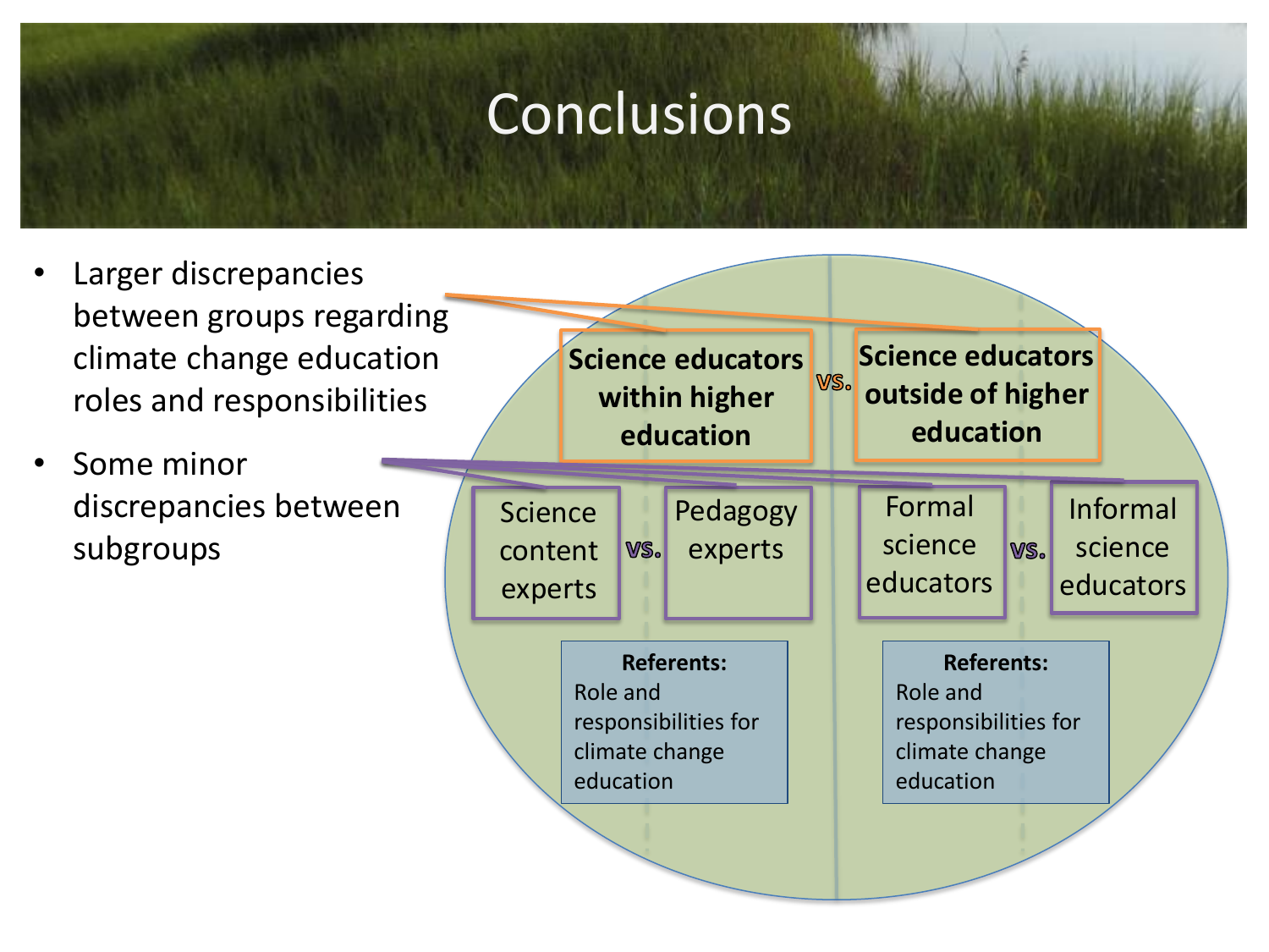# Conclusions

- Larger discrepancies between groups regarding climate change education roles and responsibilities
- Some minor discrepancies between subgroups

**Science educators within higher education** vs. **Science educators outside of higher education**

Science content experts vs. Pedagogy experts

Formal science educators vs. Informal science educators

**Referents:**
Role and responsibilities for climate change education

**Referents:**
Role and responsibilities for climate change education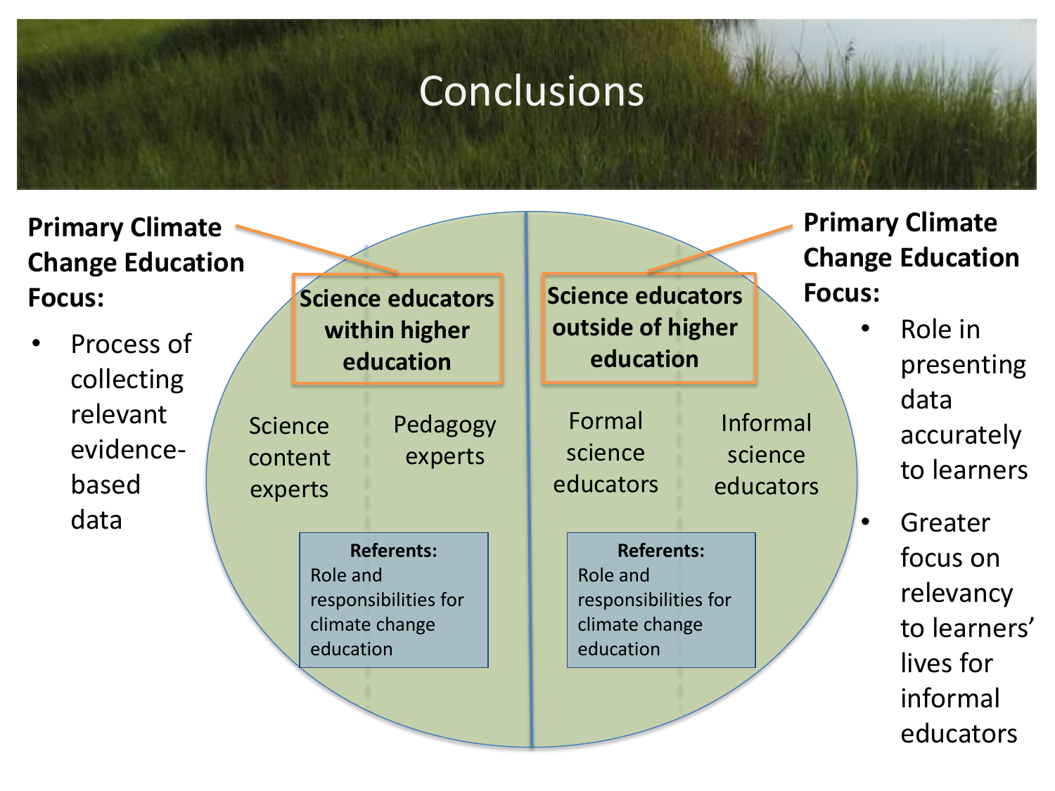# Conclusions

**Primary Climate Change Education Focus:**

- Process of collecting relevant evidence-based data

**Science educators within higher education**

Science content experts

Pedagogy experts

**Referents:**
Role and responsibilities for climate change education

**Science educators outside of higher education**

Formal science educators

Informal science educators

**Referents:**
Role and responsibilities for climate change education

**Primary Climate Change Education Focus:**

- Role in presenting data accurately to learners
- Greater focus on relevancy to learners' lives for informal educators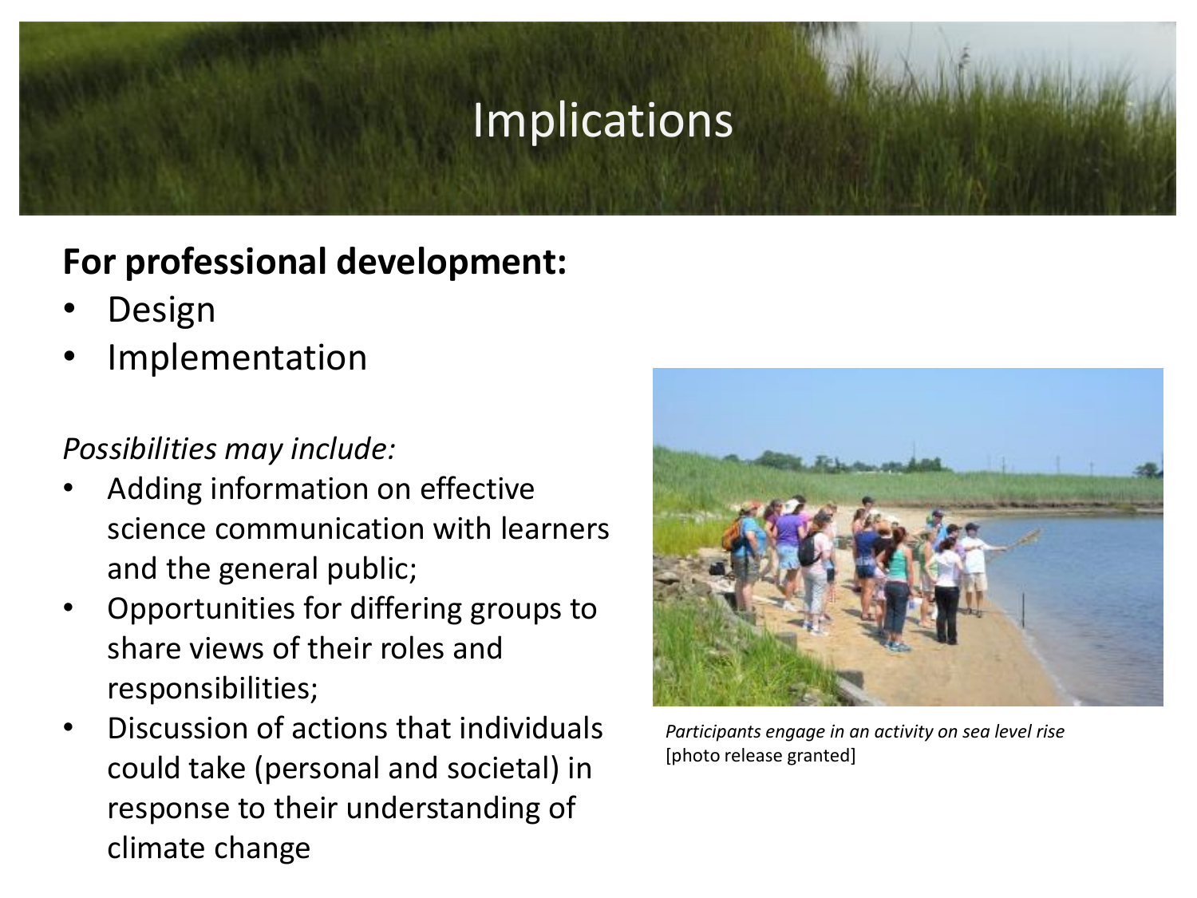# Implications

**For professional development:**

- Design
- Implementation

*Possibilities may include:*

- Adding information on effective science communication with learners and the general public;
- Opportunities for differing groups to share views of their roles and responsibilities;
- Discussion of actions that individuals could take (personal and societal) in response to their understanding of climate change

*Participants engage in an activity on sea level rise* [photo release granted]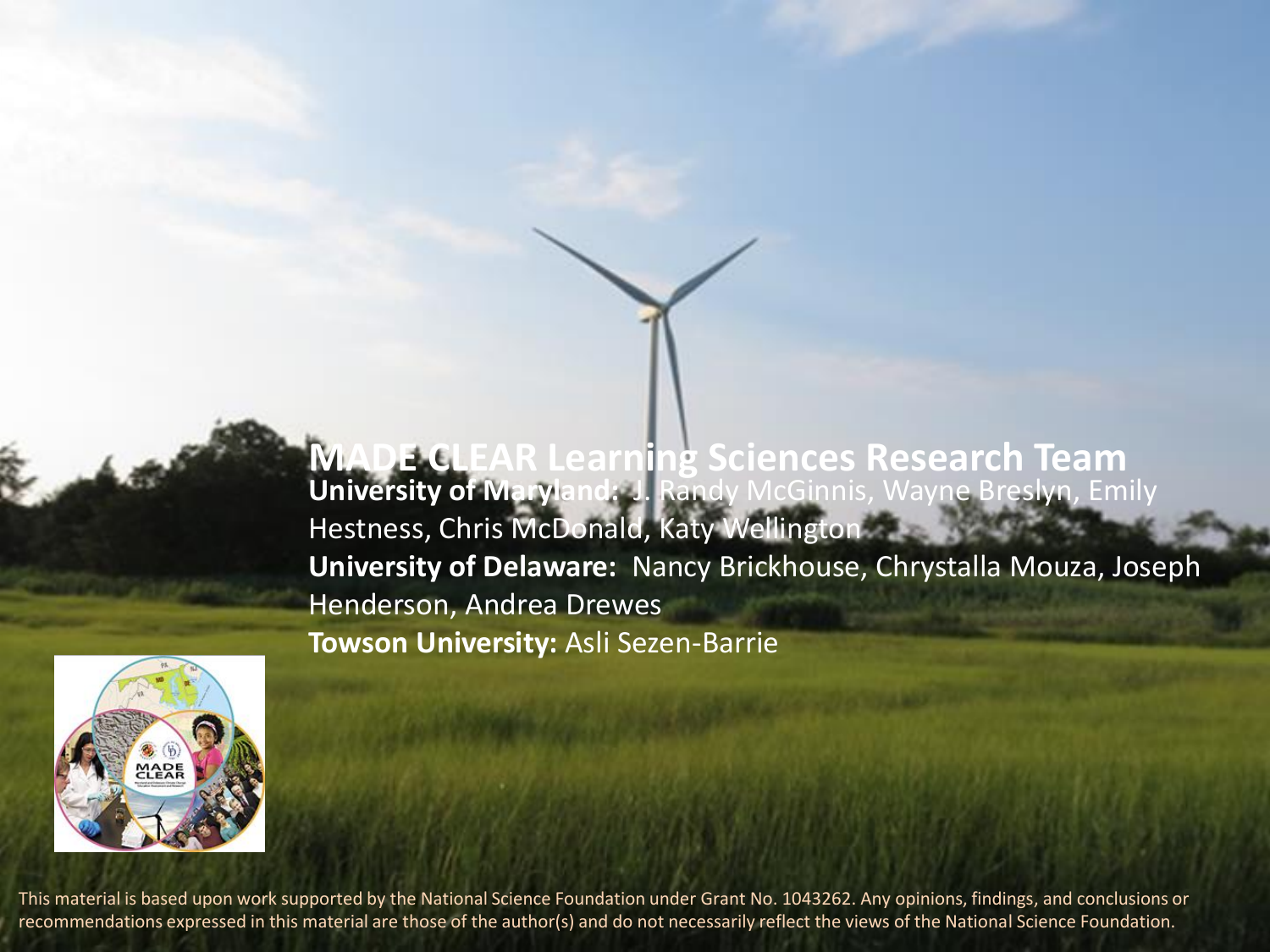## MADE CLEAR Learning Sciences Research Team

**University of Maryland:** J. Randy McGinnis, Wayne Breslyn, Emily Hestness, Chris McDonald, Katy Wellington
**University of Delaware:** Nancy Brickhouse, Chrystalla Mouza, Joseph Henderson, Andrea Drewes
**Towson University:** Asli Sezen-Barrie

This material is based upon work supported by the National Science Foundation under Grant No. 1043262. Any opinions, findings, and conclusions or recommendations expressed in this material are those of the author(s) and do not necessarily reflect the views of the National Science Foundation.